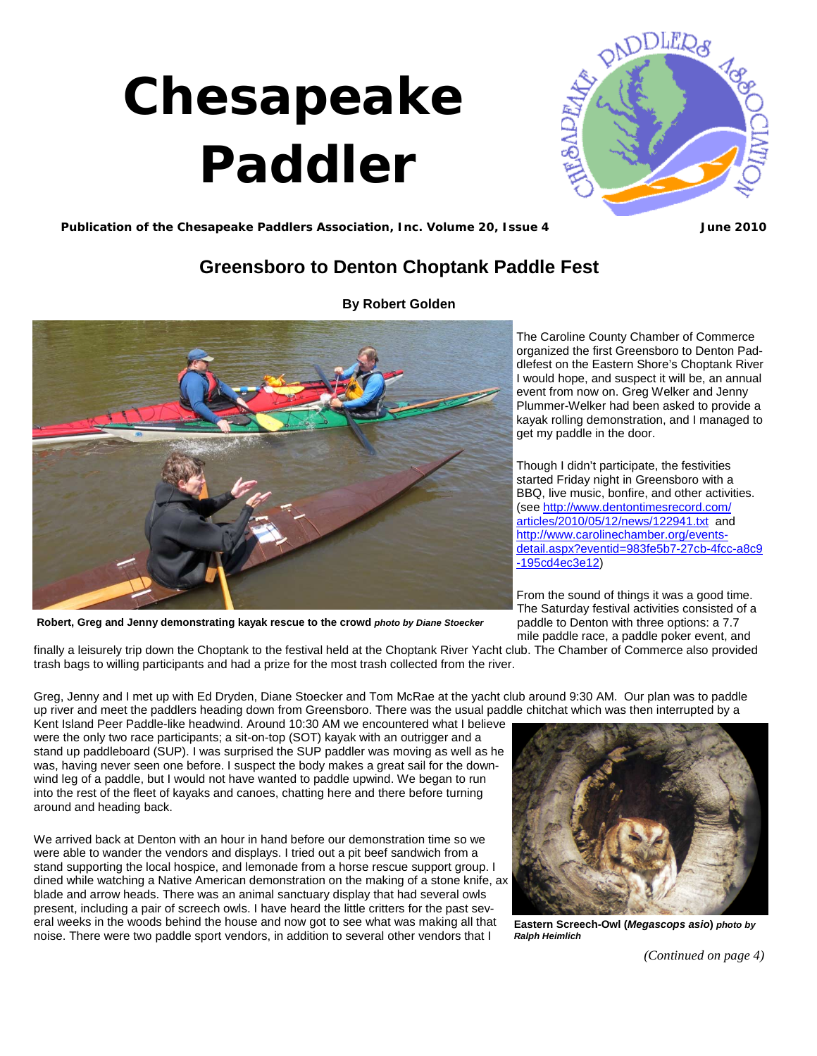# Chesapeake Paddler

**Publication of the Chesapeake Paddlers Association, Inc. Volume 20, Issue 4** **June 2010**

## Greensboro to Denton Choptank Paddle Fest

**By Robert Golden**

**Robert, Greg and Jenny demonstrating kayak rescue to the crowd** ***photo by Diane Stoecker***

The Caroline County Chamber of Commerce organized the first Greensboro to Denton Paddlefest on the Eastern Shore's Choptank River I would hope, and suspect it will be, an annual event from now on. Greg Welker and Jenny Plummer-Welker had been asked to provide a kayak rolling demonstration, and I managed to get my paddle in the door.

Though I didn't participate, the festivities started Friday night in Greensboro with a BBQ, live music, bonfire, and other activities. (see http://www.dentontimesrecord.com/articles/2010/05/12/news/122941.txt and http://www.carolinechamber.org/events-detail.aspx?eventid=983fe5b7-27cb-4fcc-a8c9-195cd4ec3e12)

From the sound of things it was a good time. The Saturday festival activities consisted of a paddle to Denton with three options: a 7.7 mile paddle race, a paddle poker event, and finally a leisurely trip down the Choptank to the festival held at the Choptank River Yacht club. The Chamber of Commerce also provided trash bags to willing participants and had a prize for the most trash collected from the river.

Greg, Jenny and I met up with Ed Dryden, Diane Stoecker and Tom McRae at the yacht club around 9:30 AM. Our plan was to paddle up river and meet the paddlers heading down from Greensboro. There was the usual paddle chitchat which was then interrupted by a Kent Island Peer Paddle-like headwind. Around 10:30 AM we encountered what I believe were the only two race participants; a sit-on-top (SOT) kayak with an outrigger and a stand up paddleboard (SUP). I was surprised the SUP paddler was moving as well as he was, having never seen one before. I suspect the body makes a great sail for the downwind leg of a paddle, but I would not have wanted to paddle upwind. We began to run into the rest of the fleet of kayaks and canoes, chatting here and there before turning around and heading back.

We arrived back at Denton with an hour in hand before our demonstration time so we were able to wander the vendors and displays. I tried out a pit beef sandwich from a stand supporting the local hospice, and lemonade from a horse rescue support group. I dined while watching a Native American demonstration on the making of a stone knife, ax blade and arrow heads. There was an animal sanctuary display that had several owls present, including a pair of screech owls. I have heard the little critters for the past several weeks in the woods behind the house and now got to see what was making all that noise. There were two paddle sport vendors, in addition to several other vendors that I

**Eastern Screech-Owl (*Megascops asio*)** ***photo by Ralph Heimlich***

*(Continued on page 4)*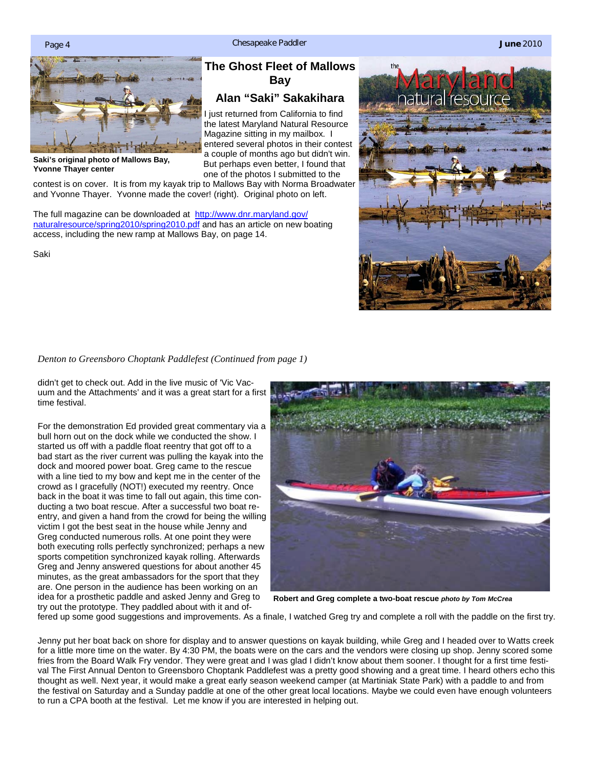## The Ghost Fleet of Mallows Bay

### Alan "Saki" Sakakihara

**Saki's original photo of Mallows Bay, Yvonne Thayer center**

I just returned from California to find the latest Maryland Natural Resource Magazine sitting in my mailbox. I entered several photos in their contest a couple of months ago but didn't win. But perhaps even better, I found that one of the photos I submitted to the contest is on cover. It is from my kayak trip to Mallows Bay with Norma Broadwater and Yvonne Thayer. Yvonne made the cover! (right). Original photo on left.

The full magazine can be downloaded at http://www.dnr.maryland.gov/naturalresource/spring2010/spring2010.pdf and has an article on new boating access, including the new ramp at Mallows Bay, on page 14.

Saki

*Denton to Greensboro Choptank Paddlefest (Continued from page 1)*

didn't get to check out. Add in the live music of 'Vic Vacuum and the Attachments' and it was a great start for a first time festival.

For the demonstration Ed provided great commentary via a bull horn out on the dock while we conducted the show. I started us off with a paddle float reentry that got off to a bad start as the river current was pulling the kayak into the dock and moored power boat. Greg came to the rescue with a line tied to my bow and kept me in the center of the crowd as I gracefully (NOT!) executed my reentry. Once back in the boat it was time to fall out again, this time conducting a two boat rescue. After a successful two boat reentry, and given a hand from the crowd for being the willing victim I got the best seat in the house while Jenny and Greg conducted numerous rolls. At one point they were both executing rolls perfectly synchronized; perhaps a new sports competition synchronized kayak rolling. Afterwards Greg and Jenny answered questions for about another 45 minutes, as the great ambassadors for the sport that they are. One person in the audience has been working on an idea for a prosthetic paddle and asked Jenny and Greg to try out the prototype. They paddled about with it and offered up some good suggestions and improvements. As a finale, I watched Greg try and complete a roll with the paddle on the first try.

**Robert and Greg complete a two-boat rescue** ***photo by Tom McCrea***

Jenny put her boat back on shore for display and to answer questions on kayak building, while Greg and I headed over to Watts creek for a little more time on the water. By 4:30 PM, the boats were on the cars and the vendors were closing up shop. Jenny scored some fries from the Board Walk Fry vendor. They were great and I was glad I didn't know about them sooner. I thought for a first time festival The First Annual Denton to Greensboro Choptank Paddlefest was a pretty good showing and a great time. I heard others echo this thought as well. Next year, it would make a great early season weekend camper (at Martiniak State Park) with a paddle to and from the festival on Saturday and a Sunday paddle at one of the other great local locations. Maybe we could even have enough volunteers to run a CPA booth at the festival. Let me know if you are interested in helping out.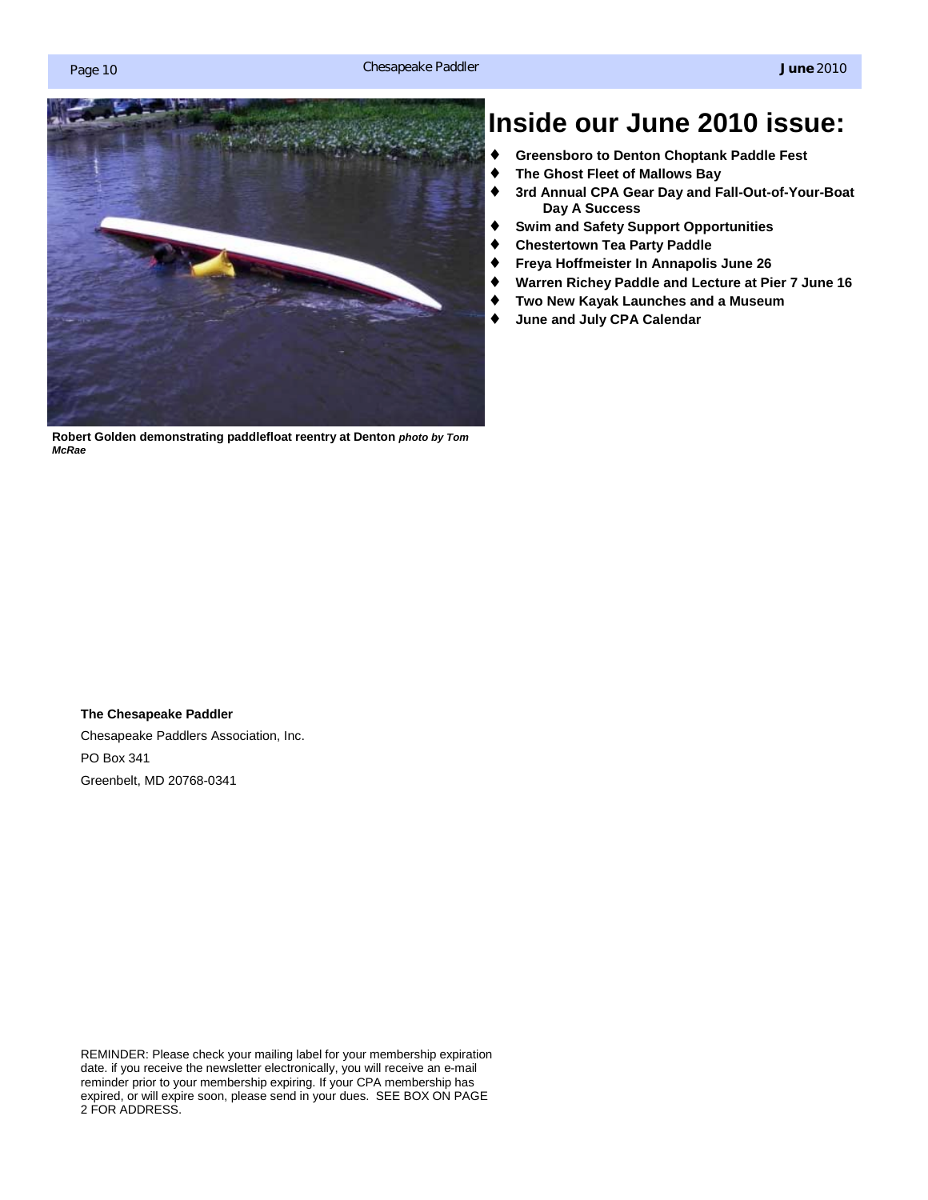Robert Golden demonstrating paddlefloat reentry at Denton ***photo by Tom McRae***

# Inside our June 2010 issue:

- **Greensboro to Denton Choptank Paddle Fest**
- **The Ghost Fleet of Mallows Bay**
- **3rd Annual CPA Gear Day and Fall-Out-of-Your-Boat Day A Success**
- **Swim and Safety Support Opportunities**
- **Chestertown Tea Party Paddle**
- **Freya Hoffmeister In Annapolis June 26**
- **Warren Richey Paddle and Lecture at Pier 7 June 16**
- **Two New Kayak Launches and a Museum**
- **June and July CPA Calendar**

**The Chesapeake Paddler**

Chesapeake Paddlers Association, Inc.

PO Box 341

Greenbelt, MD 20768-0341

REMINDER: Please check your mailing label for your membership expiration date. if you receive the newsletter electronically, you will receive an e-mail reminder prior to your membership expiring. If your CPA membership has expired, or will expire soon, please send in your dues. SEE BOX ON PAGE 2 FOR ADDRESS.